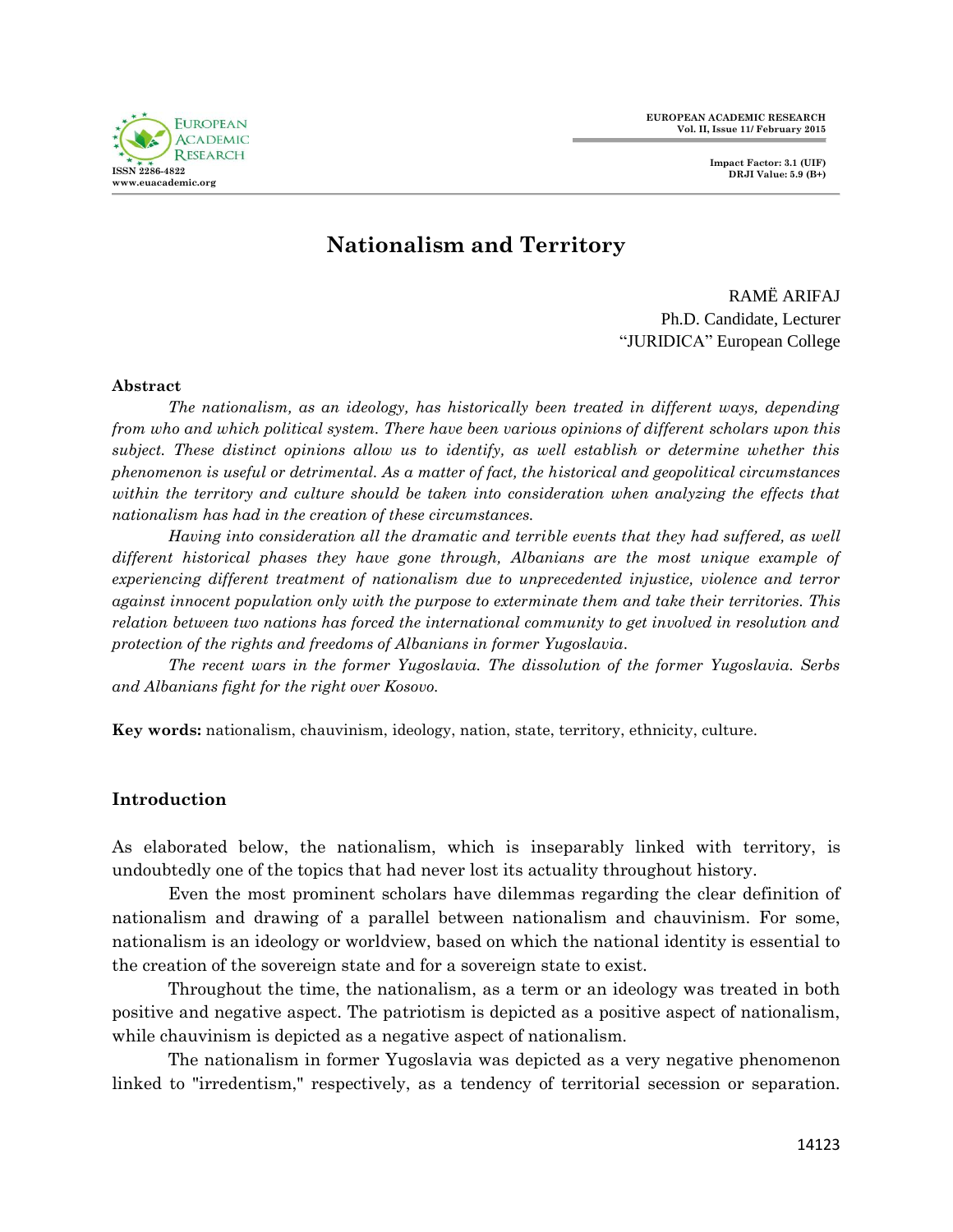# Nationalism and Territory

RAMË ARIFAJ
Ph.D. Candidate, Lecturer
"JURIDICA" European College

**Abstract**

*The nationalism, as an ideology, has historically been treated in different ways, depending from who and which political system. There have been various opinions of different scholars upon this subject. These distinct opinions allow us to identify, as well establish or determine whether this phenomenon is useful or detrimental. As a matter of fact, the historical and geopolitical circumstances within the territory and culture should be taken into consideration when analyzing the effects that nationalism has had in the creation of these circumstances.*

*Having into consideration all the dramatic and terrible events that they had suffered, as well different historical phases they have gone through, Albanians are the most unique example of experiencing different treatment of nationalism due to unprecedented injustice, violence and terror against innocent population only with the purpose to exterminate them and take their territories. This relation between two nations has forced the international community to get involved in resolution and protection of the rights and freedoms of Albanians in former Yugoslavia.*

*The recent wars in the former Yugoslavia. The dissolution of the former Yugoslavia. Serbs and Albanians fight for the right over Kosovo.*

**Key words:** nationalism, chauvinism, ideology, nation, state, territory, ethnicity, culture.

## Introduction

As elaborated below, the nationalism, which is inseparably linked with territory, is undoubtedly one of the topics that had never lost its actuality throughout history.

Even the most prominent scholars have dilemmas regarding the clear definition of nationalism and drawing of a parallel between nationalism and chauvinism. For some, nationalism is an ideology or worldview, based on which the national identity is essential to the creation of the sovereign state and for a sovereign state to exist.

Throughout the time, the nationalism, as a term or an ideology was treated in both positive and negative aspect. The patriotism is depicted as a positive aspect of nationalism, while chauvinism is depicted as a negative aspect of nationalism.

The nationalism in former Yugoslavia was depicted as a very negative phenomenon linked to "irredentism," respectively, as a tendency of territorial secession or separation.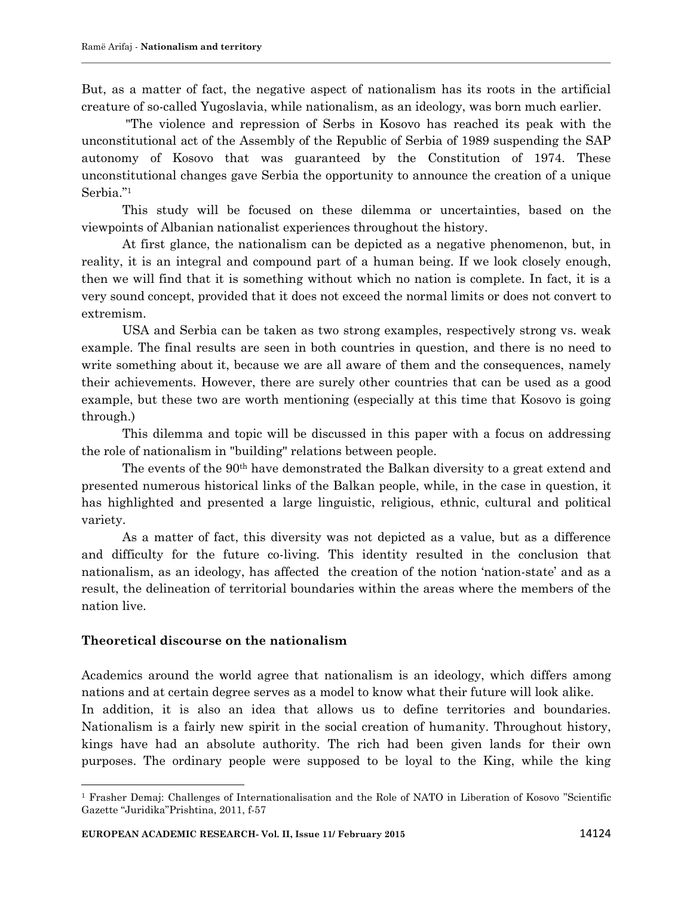But, as a matter of fact, the negative aspect of nationalism has its roots in the artificial creature of so-called Yugoslavia, while nationalism, as an ideology, was born much earlier.

"The violence and repression of Serbs in Kosovo has reached its peak with the unconstitutional act of the Assembly of the Republic of Serbia of 1989 suspending the SAP autonomy of Kosovo that was guaranteed by the Constitution of 1974. These unconstitutional changes gave Serbia the opportunity to announce the creation of a unique Serbia."[1]

This study will be focused on these dilemma or uncertainties, based on the viewpoints of Albanian nationalist experiences throughout the history.

At first glance, the nationalism can be depicted as a negative phenomenon, but, in reality, it is an integral and compound part of a human being. If we look closely enough, then we will find that it is something without which no nation is complete. In fact, it is a very sound concept, provided that it does not exceed the normal limits or does not convert to extremism.

USA and Serbia can be taken as two strong examples, respectively strong vs. weak example. The final results are seen in both countries in question, and there is no need to write something about it, because we are all aware of them and the consequences, namely their achievements. However, there are surely other countries that can be used as a good example, but these two are worth mentioning (especially at this time that Kosovo is going through.)

This dilemma and topic will be discussed in this paper with a focus on addressing the role of nationalism in "building" relations between people.

The events of the 90th have demonstrated the Balkan diversity to a great extend and presented numerous historical links of the Balkan people, while, in the case in question, it has highlighted and presented a large linguistic, religious, ethnic, cultural and political variety.

As a matter of fact, this diversity was not depicted as a value, but as a difference and difficulty for the future co-living. This identity resulted in the conclusion that nationalism, as an ideology, has affected the creation of the notion 'nation-state' and as a result, the delineation of territorial boundaries within the areas where the members of the nation live.

## Theoretical discourse on the nationalism

Academics around the world agree that nationalism is an ideology, which differs among nations and at certain degree serves as a model to know what their future will look alike.
In addition, it is also an idea that allows us to define territories and boundaries. Nationalism is a fairly new spirit in the social creation of humanity. Throughout history, kings have had an absolute authority. The rich had been given lands for their own purposes. The ordinary people were supposed to be loyal to the King, while the king

---

[1] Frasher Demaj: Challenges of Internationalisation and the Role of NATO in Liberation of Kosovo "Scientific Gazette "Juridika"Prishtina, 2011, f-57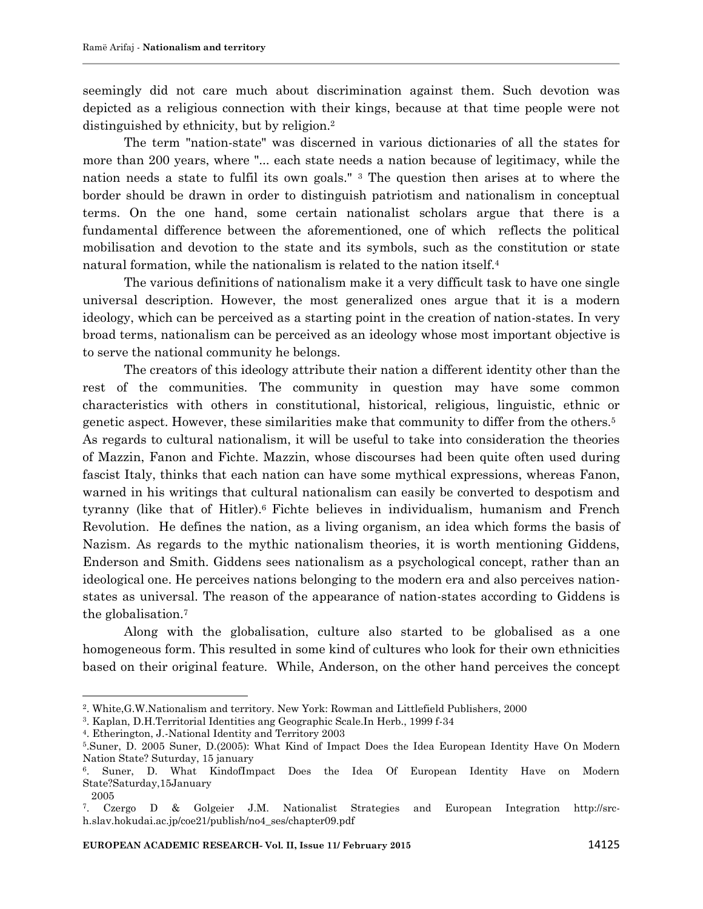seemingly did not care much about discrimination against them. Such devotion was depicted as a religious connection with their kings, because at that time people were not distinguished by ethnicity, but by religion.[2]

The term "nation-state" was discerned in various dictionaries of all the states for more than 200 years, where "... each state needs a nation because of legitimacy, while the nation needs a state to fulfil its own goals." [3] The question then arises at to where the border should be drawn in order to distinguish patriotism and nationalism in conceptual terms. On the one hand, some certain nationalist scholars argue that there is a fundamental difference between the aforementioned, one of which reflects the political mobilisation and devotion to the state and its symbols, such as the constitution or state natural formation, while the nationalism is related to the nation itself.[4]

The various definitions of nationalism make it a very difficult task to have one single universal description. However, the most generalized ones argue that it is a modern ideology, which can be perceived as a starting point in the creation of nation-states. In very broad terms, nationalism can be perceived as an ideology whose most important objective is to serve the national community he belongs.

The creators of this ideology attribute their nation a different identity other than the rest of the communities. The community in question may have some common characteristics with others in constitutional, historical, religious, linguistic, ethnic or genetic aspect. However, these similarities make that community to differ from the others.[5] As regards to cultural nationalism, it will be useful to take into consideration the theories of Mazzin, Fanon and Fichte. Mazzin, whose discourses had been quite often used during fascist Italy, thinks that each nation can have some mythical expressions, whereas Fanon, warned in his writings that cultural nationalism can easily be converted to despotism and tyranny (like that of Hitler).[6] Fichte believes in individualism, humanism and French Revolution. He defines the nation, as a living organism, an idea which forms the basis of Nazism. As regards to the mythic nationalism theories, it is worth mentioning Giddens, Enderson and Smith. Giddens sees nationalism as a psychological concept, rather than an ideological one. He perceives nations belonging to the modern era and also perceives nation-states as universal. The reason of the appearance of nation-states according to Giddens is the globalisation.[7]

Along with the globalisation, culture also started to be globalised as a one homogeneous form. This resulted in some kind of cultures who look for their own ethnicities based on their original feature. While, Anderson, on the other hand perceives the concept

---

[2]. White,G.W.Nationalism and territory. New York: Rowman and Littlefield Publishers, 2000

[3]. Kaplan, D.H.Territorial Identities ang Geographic Scale.In Herb., 1999 f-34

[4]. Etherington, J.-National Identity and Territory 2003

[5].Suner, D. 2005 Suner, D.(2005): What Kind of Impact Does the Idea European Identity Have On Modern Nation State? Suturday, 15 january

[6]. Suner, D. What KindofImpact Does the Idea Of European Identity Have on Modern State?Saturday,15January 2005

[7]. Czergo D & Golgeier J.M. Nationalist Strategies and European Integration http://src-h.slav.hokudai.ac.jp/coe21/publish/no4_ses/chapter09.pdf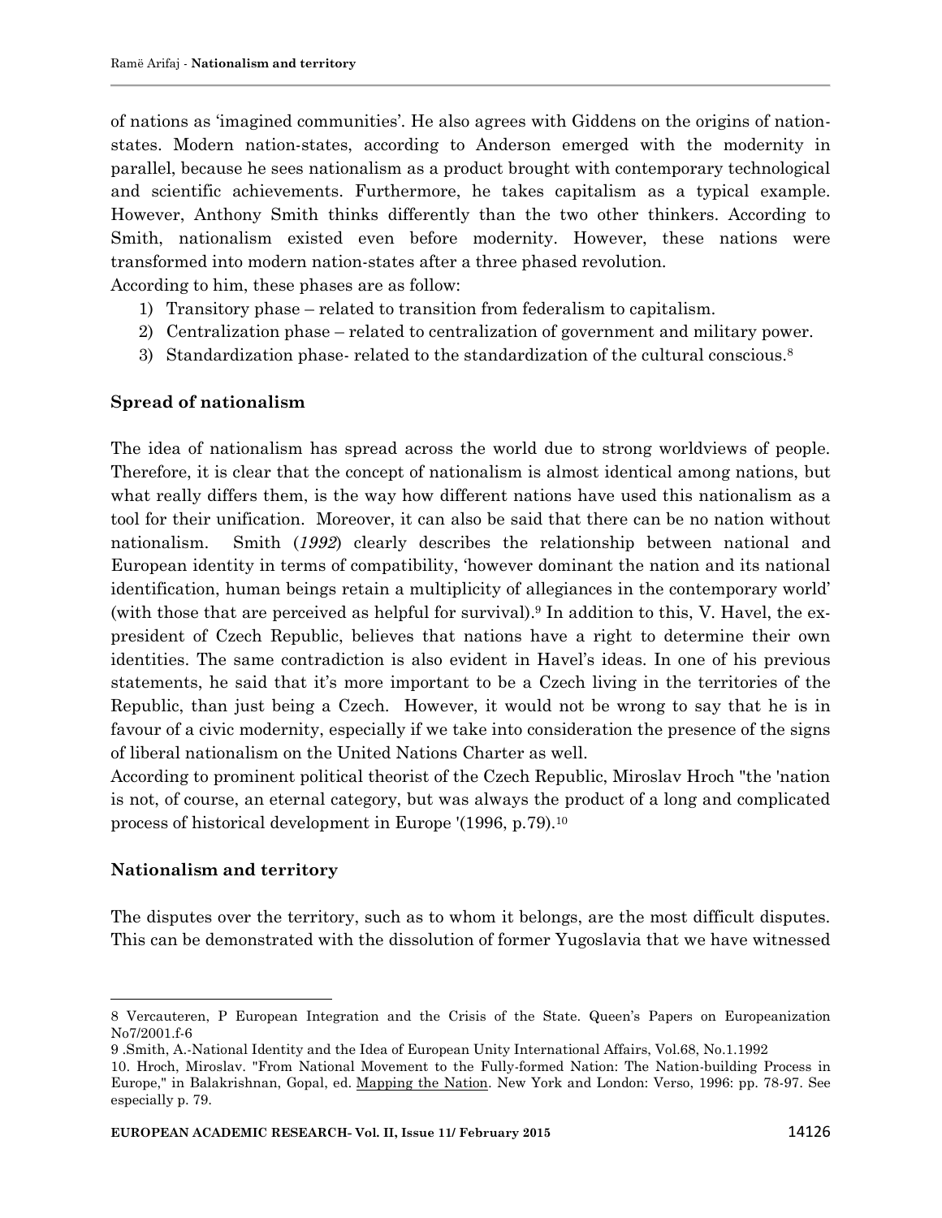of nations as 'imagined communities'. He also agrees with Giddens on the origins of nation-states. Modern nation-states, according to Anderson emerged with the modernity in parallel, because he sees nationalism as a product brought with contemporary technological and scientific achievements. Furthermore, he takes capitalism as a typical example. However, Anthony Smith thinks differently than the two other thinkers. According to Smith, nationalism existed even before modernity. However, these nations were transformed into modern nation-states after a three phased revolution.

According to him, these phases are as follow:

1) Transitory phase – related to transition from federalism to capitalism.
2) Centralization phase – related to centralization of government and military power.
3) Standardization phase- related to the standardization of the cultural conscious.[8]

**Spread of nationalism**

The idea of nationalism has spread across the world due to strong worldviews of people. Therefore, it is clear that the concept of nationalism is almost identical among nations, but what really differs them, is the way how different nations have used this nationalism as a tool for their unification. Moreover, it can also be said that there can be no nation without nationalism. Smith (*1992*) clearly describes the relationship between national and European identity in terms of compatibility, 'however dominant the nation and its national identification, human beings retain a multiplicity of allegiances in the contemporary world' (with those that are perceived as helpful for survival).[9] In addition to this, V. Havel, the ex-president of Czech Republic, believes that nations have a right to determine their own identities. The same contradiction is also evident in Havel's ideas. In one of his previous statements, he said that it's more important to be a Czech living in the territories of the Republic, than just being a Czech. However, it would not be wrong to say that he is in favour of a civic modernity, especially if we take into consideration the presence of the signs of liberal nationalism on the United Nations Charter as well.

According to prominent political theorist of the Czech Republic, Miroslav Hroch "the 'nation is not, of course, an eternal category, but was always the product of a long and complicated process of historical development in Europe '(1996, p.79).[10]

**Nationalism and territory**

The disputes over the territory, such as to whom it belongs, are the most difficult disputes. This can be demonstrated with the dissolution of former Yugoslavia that we have witnessed

---

8 Vercauteren, P European Integration and the Crisis of the State. Queen's Papers on Europeanization No7/2001.f-6

9 .Smith, A.-National Identity and the Idea of European Unity International Affairs, Vol.68, No.1.1992

10. Hroch, Miroslav. "From National Movement to the Fully-formed Nation: The Nation-building Process in Europe," in Balakrishnan, Gopal, ed. Mapping the Nation. New York and London: Verso, 1996: pp. 78-97. See especially p. 79.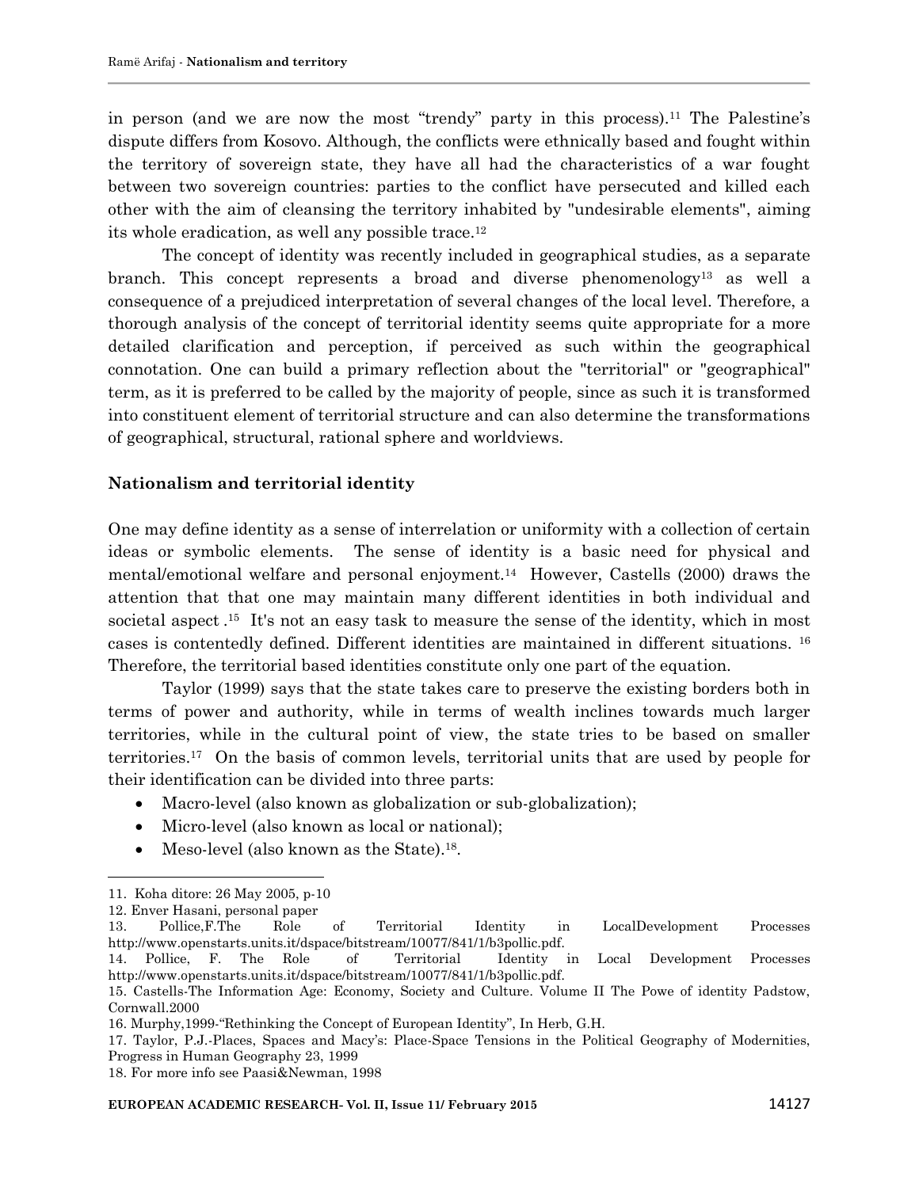in person (and we are now the most "trendy" party in this process).[11] The Palestine's dispute differs from Kosovo. Although, the conflicts were ethnically based and fought within the territory of sovereign state, they have all had the characteristics of a war fought between two sovereign countries: parties to the conflict have persecuted and killed each other with the aim of cleansing the territory inhabited by "undesirable elements", aiming its whole eradication, as well any possible trace.[12]

The concept of identity was recently included in geographical studies, as a separate branch. This concept represents a broad and diverse phenomenology[13] as well a consequence of a prejudiced interpretation of several changes of the local level. Therefore, a thorough analysis of the concept of territorial identity seems quite appropriate for a more detailed clarification and perception, if perceived as such within the geographical connotation. One can build a primary reflection about the "territorial" or "geographical" term, as it is preferred to be called by the majority of people, since as such it is transformed into constituent element of territorial structure and can also determine the transformations of geographical, structural, rational sphere and worldviews.

## Nationalism and territorial identity

One may define identity as a sense of interrelation or uniformity with a collection of certain ideas or symbolic elements. The sense of identity is a basic need for physical and mental/emotional welfare and personal enjoyment.[14] However, Castells (2000) draws the attention that that one may maintain many different identities in both individual and societal aspect .[15] It's not an easy task to measure the sense of the identity, which in most cases is contentedly defined. Different identities are maintained in different situations. [16] Therefore, the territorial based identities constitute only one part of the equation.

Taylor (1999) says that the state takes care to preserve the existing borders both in terms of power and authority, while in terms of wealth inclines towards much larger territories, while in the cultural point of view, the state tries to be based on smaller territories.[17] On the basis of common levels, territorial units that are used by people for their identification can be divided into three parts:

- Macro-level (also known as globalization or sub-globalization);
- Micro-level (also known as local or national);
- Meso-level (also known as the State).[18].

---

11. Koha ditore: 26 May 2005, p-10
12. Enver Hasani, personal paper
13. Pollice,F.The Role of Territorial Identity in LocalDevelopment Processes http://www.openstarts.units.it/dspace/bitstream/10077/841/1/b3pollic.pdf.
14. Pollice, F. The Role of Territorial Identity in Local Development Processes http://www.openstarts.units.it/dspace/bitstream/10077/841/1/b3pollic.pdf.
15. Castells-The Information Age: Economy, Society and Culture. Volume II The Powe of identity Padstow, Cornwall.2000
16. Murphy,1999-"Rethinking the Concept of European Identity", In Herb, G.H.
17. Taylor, P.J.-Places, Spaces and Macy's: Place-Space Tensions in the Political Geography of Modernities, Progress in Human Geography 23, 1999
18. For more info see Paasi&Newman, 1998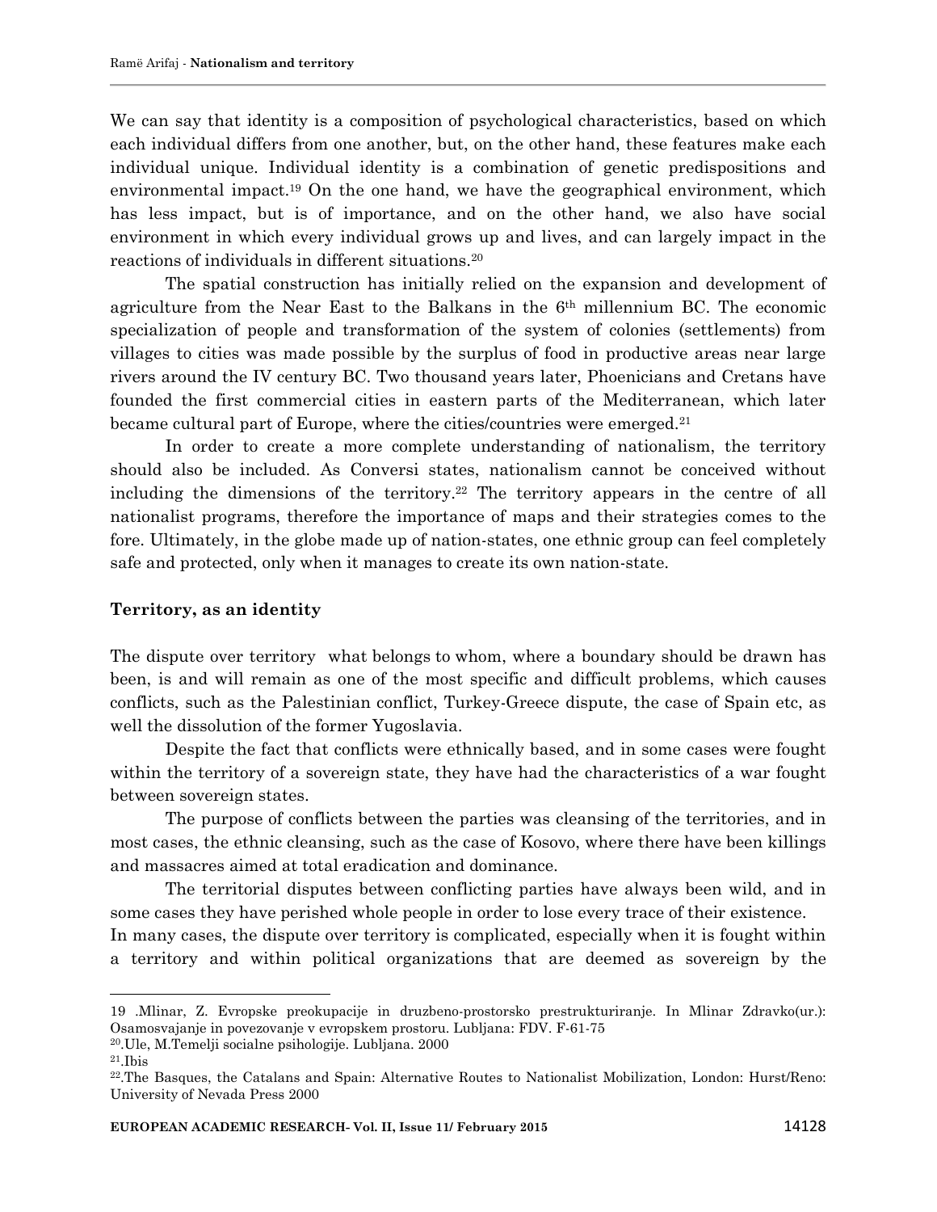We can say that identity is a composition of psychological characteristics, based on which each individual differs from one another, but, on the other hand, these features make each individual unique. Individual identity is a combination of genetic predispositions and environmental impact.[19] On the one hand, we have the geographical environment, which has less impact, but is of importance, and on the other hand, we also have social environment in which every individual grows up and lives, and can largely impact in the reactions of individuals in different situations.[20]

The spatial construction has initially relied on the expansion and development of agriculture from the Near East to the Balkans in the 6th millennium BC. The economic specialization of people and transformation of the system of colonies (settlements) from villages to cities was made possible by the surplus of food in productive areas near large rivers around the IV century BC. Two thousand years later, Phoenicians and Cretans have founded the first commercial cities in eastern parts of the Mediterranean, which later became cultural part of Europe, where the cities/countries were emerged.[21]

In order to create a more complete understanding of nationalism, the territory should also be included. As Conversi states, nationalism cannot be conceived without including the dimensions of the territory.[22] The territory appears in the centre of all nationalist programs, therefore the importance of maps and their strategies comes to the fore. Ultimately, in the globe made up of nation-states, one ethnic group can feel completely safe and protected, only when it manages to create its own nation-state.

**Territory, as an identity**

The dispute over territory what belongs to whom, where a boundary should be drawn has been, is and will remain as one of the most specific and difficult problems, which causes conflicts, such as the Palestinian conflict, Turkey-Greece dispute, the case of Spain etc, as well the dissolution of the former Yugoslavia.

Despite the fact that conflicts were ethnically based, and in some cases were fought within the territory of a sovereign state, they have had the characteristics of a war fought between sovereign states.

The purpose of conflicts between the parties was cleansing of the territories, and in most cases, the ethnic cleansing, such as the case of Kosovo, where there have been killings and massacres aimed at total eradication and dominance.

The territorial disputes between conflicting parties have always been wild, and in some cases they have perished whole people in order to lose every trace of their existence. In many cases, the dispute over territory is complicated, especially when it is fought within a territory and within political organizations that are deemed as sovereign by the

---

19 .Mlinar, Z. Evropske preokupacije in druzbeno-prostorsko prestrukturiranje. In Mlinar Zdravko(ur.): Osamosvajanje in povezovanje v evropskem prostoru. Lubljana: FDV. F-61-75

20.Ule, M.Temelji socialne psihologije. Lubljana. 2000

21.Ibis

22.The Basques, the Catalans and Spain: Alternative Routes to Nationalist Mobilization, London: Hurst/Reno: University of Nevada Press 2000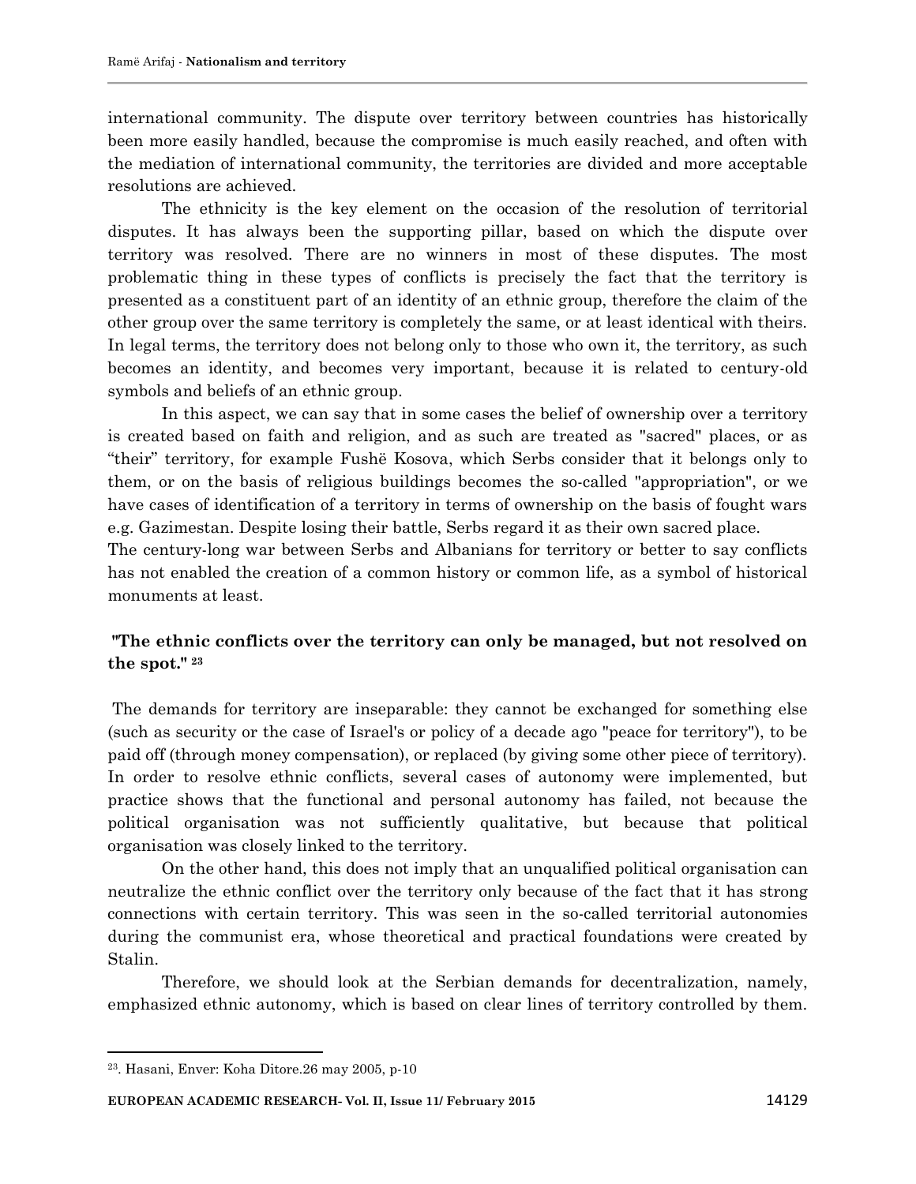international community. The dispute over territory between countries has historically been more easily handled, because the compromise is much easily reached, and often with the mediation of international community, the territories are divided and more acceptable resolutions are achieved.

The ethnicity is the key element on the occasion of the resolution of territorial disputes. It has always been the supporting pillar, based on which the dispute over territory was resolved. There are no winners in most of these disputes. The most problematic thing in these types of conflicts is precisely the fact that the territory is presented as a constituent part of an identity of an ethnic group, therefore the claim of the other group over the same territory is completely the same, or at least identical with theirs. In legal terms, the territory does not belong only to those who own it, the territory, as such becomes an identity, and becomes very important, because it is related to century-old symbols and beliefs of an ethnic group.

In this aspect, we can say that in some cases the belief of ownership over a territory is created based on faith and religion, and as such are treated as "sacred" places, or as "their" territory, for example Fushë Kosova, which Serbs consider that it belongs only to them, or on the basis of religious buildings becomes the so-called "appropriation", or we have cases of identification of a territory in terms of ownership on the basis of fought wars e.g. Gazimestan. Despite losing their battle, Serbs regard it as their own sacred place.

The century-long war between Serbs and Albanians for territory or better to say conflicts has not enabled the creation of a common history or common life, as a symbol of historical monuments at least.

**"The ethnic conflicts over the territory can only be managed, but not resolved on the spot."** [23]

The demands for territory are inseparable: they cannot be exchanged for something else (such as security or the case of Israel's or policy of a decade ago "peace for territory"), to be paid off (through money compensation), or replaced (by giving some other piece of territory). In order to resolve ethnic conflicts, several cases of autonomy were implemented, but practice shows that the functional and personal autonomy has failed, not because the political organisation was not sufficiently qualitative, but because that political organisation was closely linked to the territory.

On the other hand, this does not imply that an unqualified political organisation can neutralize the ethnic conflict over the territory only because of the fact that it has strong connections with certain territory. This was seen in the so-called territorial autonomies during the communist era, whose theoretical and practical foundations were created by Stalin.

Therefore, we should look at the Serbian demands for decentralization, namely, emphasized ethnic autonomy, which is based on clear lines of territory controlled by them.

---

[23]. Hasani, Enver: Koha Ditore.26 may 2005, p-10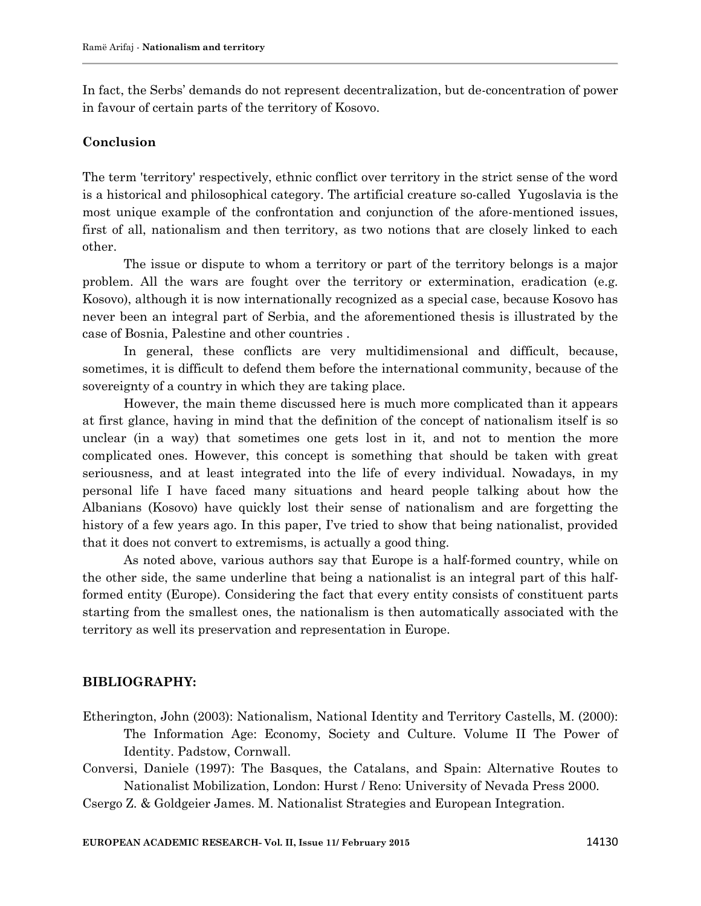In fact, the Serbs' demands do not represent decentralization, but de-concentration of power in favour of certain parts of the territory of Kosovo.

## Conclusion

The term 'territory' respectively, ethnic conflict over territory in the strict sense of the word is a historical and philosophical category. The artificial creature so-called Yugoslavia is the most unique example of the confrontation and conjunction of the afore-mentioned issues, first of all, nationalism and then territory, as two notions that are closely linked to each other.

The issue or dispute to whom a territory or part of the territory belongs is a major problem. All the wars are fought over the territory or extermination, eradication (e.g. Kosovo), although it is now internationally recognized as a special case, because Kosovo has never been an integral part of Serbia, and the aforementioned thesis is illustrated by the case of Bosnia, Palestine and other countries .

In general, these conflicts are very multidimensional and difficult, because, sometimes, it is difficult to defend them before the international community, because of the sovereignty of a country in which they are taking place.

However, the main theme discussed here is much more complicated than it appears at first glance, having in mind that the definition of the concept of nationalism itself is so unclear (in a way) that sometimes one gets lost in it, and not to mention the more complicated ones. However, this concept is something that should be taken with great seriousness, and at least integrated into the life of every individual. Nowadays, in my personal life I have faced many situations and heard people talking about how the Albanians (Kosovo) have quickly lost their sense of nationalism and are forgetting the history of a few years ago. In this paper, I've tried to show that being nationalist, provided that it does not convert to extremisms, is actually a good thing.

As noted above, various authors say that Europe is a half-formed country, while on the other side, the same underline that being a nationalist is an integral part of this half-formed entity (Europe). Considering the fact that every entity consists of constituent parts starting from the smallest ones, the nationalism is then automatically associated with the territory as well its preservation and representation in Europe.

## BIBLIOGRAPHY:

Etherington, John (2003): Nationalism, National Identity and Territory Castells, M. (2000): The Information Age: Economy, Society and Culture. Volume II The Power of Identity. Padstow, Cornwall.

Conversi, Daniele (1997): The Basques, the Catalans, and Spain: Alternative Routes to Nationalist Mobilization, London: Hurst / Reno: University of Nevada Press 2000.

Csergo Z. & Goldgeier James. M. Nationalist Strategies and European Integration.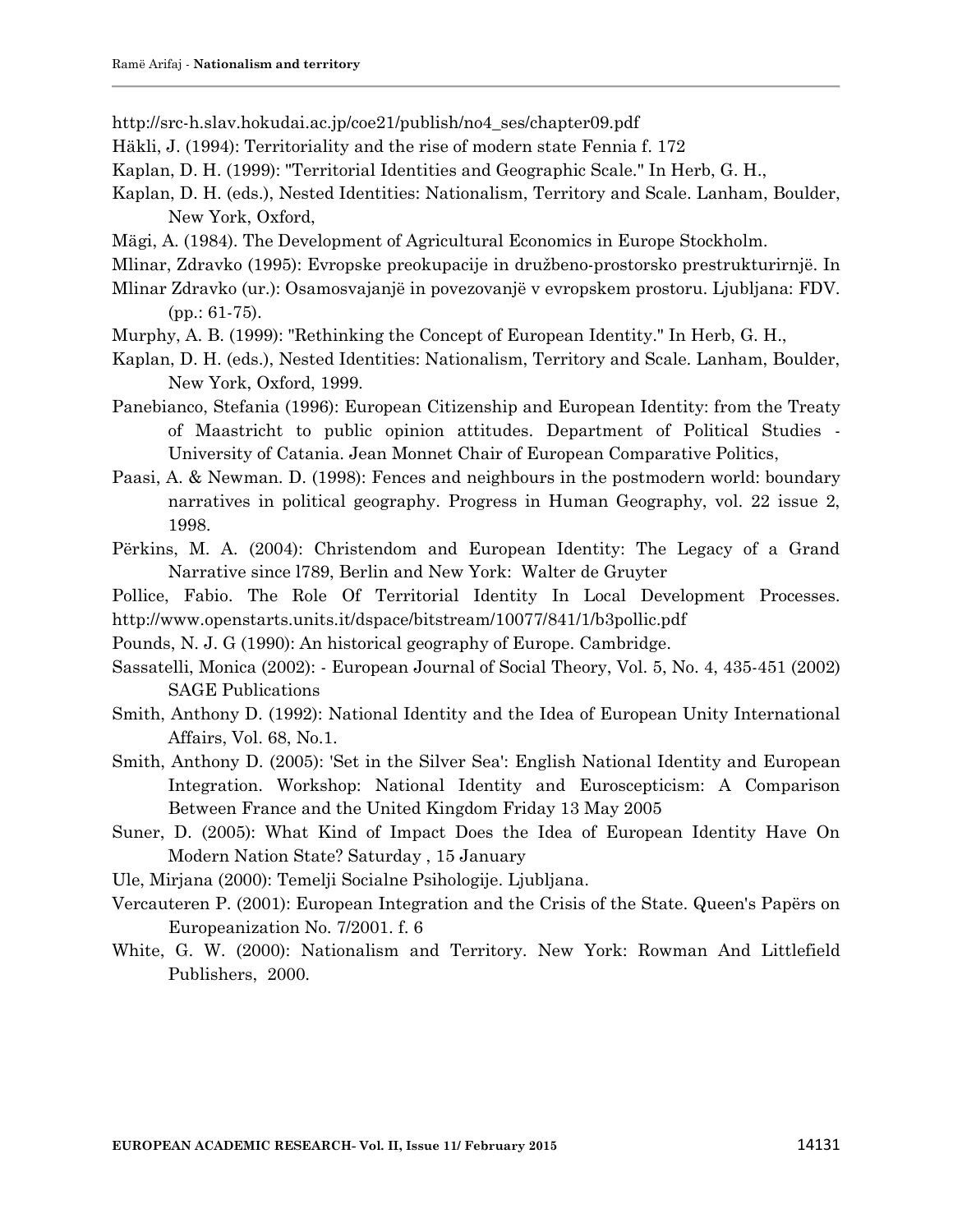http://src-h.slav.hokudai.ac.jp/coe21/publish/no4_ses/chapter09.pdf

Häkli, J. (1994): Territoriality and the rise of modern state Fennia f. 172

Kaplan, D. H. (1999): "Territorial Identities and Geographic Scale." In Herb, G. H.,

Kaplan, D. H. (eds.), Nested Identities: Nationalism, Territory and Scale. Lanham, Boulder, New York, Oxford,

Mägi, A. (1984). The Development of Agricultural Economics in Europe Stockholm.

Mlinar, Zdravko (1995): Evropske preokupacije in družbeno-prostorsko prestrukturirnjë. In

Mlinar Zdravko (ur.): Osamosvajanjë in povezovanjë v evropskem prostoru. Ljubljana: FDV. (pp.: 61-75).

Murphy, A. B. (1999): "Rethinking the Concept of European Identity." In Herb, G. H.,

Kaplan, D. H. (eds.), Nested Identities: Nationalism, Territory and Scale. Lanham, Boulder, New York, Oxford, 1999.

Panebianco, Stefania (1996): European Citizenship and European Identity: from the Treaty of Maastricht to public opinion attitudes. Department of Political Studies - University of Catania. Jean Monnet Chair of European Comparative Politics,

Paasi, A. & Newman. D. (1998): Fences and neighbours in the postmodern world: boundary narratives in political geography. Progress in Human Geography, vol. 22 issue 2, 1998.

Përkins, M. A. (2004): Christendom and European Identity: The Legacy of a Grand Narrative since l789, Berlin and New York: Walter de Gruyter

Pollice, Fabio. The Role Of Territorial Identity In Local Development Processes. http://www.openstarts.units.it/dspace/bitstream/10077/841/1/b3pollic.pdf

Pounds, N. J. G (1990): An historical geography of Europe. Cambridge.

Sassatelli, Monica (2002): - European Journal of Social Theory, Vol. 5, No. 4, 435-451 (2002) SAGE Publications

Smith, Anthony D. (1992): National Identity and the Idea of European Unity International Affairs, Vol. 68, No.1.

Smith, Anthony D. (2005): 'Set in the Silver Sea': English National Identity and European Integration. Workshop: National Identity and Euroscepticism: A Comparison Between France and the United Kingdom Friday 13 May 2005

Suner, D. (2005): What Kind of Impact Does the Idea of European Identity Have On Modern Nation State? Saturday , 15 January

Ule, Mirjana (2000): Temelji Socialne Psihologije. Ljubljana.

Vercauteren P. (2001): European Integration and the Crisis of the State. Queen's Papërs on Europeanization No. 7/2001. f. 6

White, G. W. (2000): Nationalism and Territory. New York: Rowman And Littlefield Publishers, 2000.